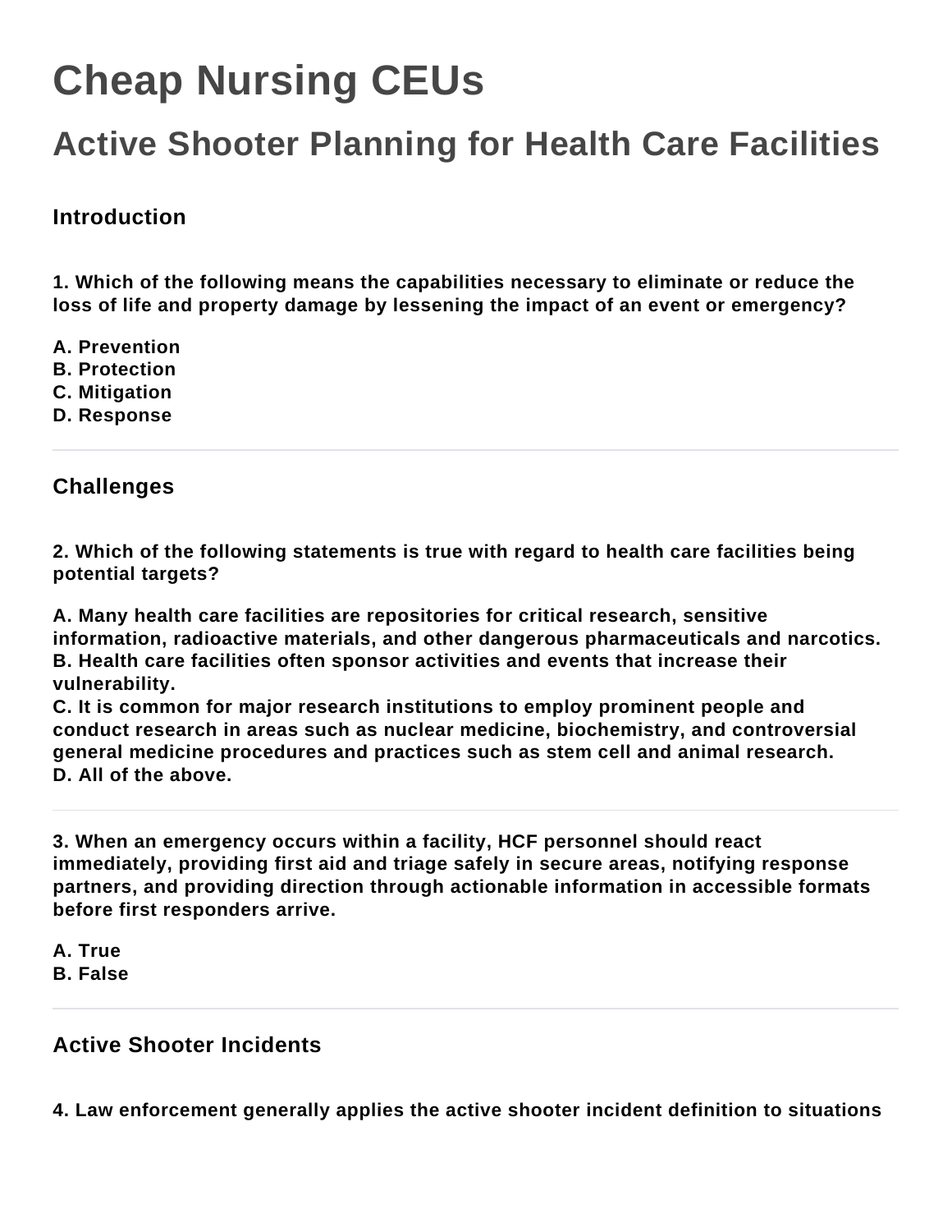# Cheap Nursing CEUs

## Active Shooter Planning for Health Care Facilities

### Introduction

**1. Which of the following means the capabilities necessary to eliminate or reduce the loss of life and property damage by lessening the impact of an event or emergency?**

**A. Prevention**
**B. Protection**
**C. Mitigation**
**D. Response**

---

### Challenges

**2. Which of the following statements is true with regard to health care facilities being potential targets?**

**A. Many health care facilities are repositories for critical research, sensitive information, radioactive materials, and other dangerous pharmaceuticals and narcotics.**
**B. Health care facilities often sponsor activities and events that increase their vulnerability.**
**C. It is common for major research institutions to employ prominent people and conduct research in areas such as nuclear medicine, biochemistry, and controversial general medicine procedures and practices such as stem cell and animal research.**
**D. All of the above.**

---

**3. When an emergency occurs within a facility, HCF personnel should react immediately, providing first aid and triage safely in secure areas, notifying response partners, and providing direction through actionable information in accessible formats before first responders arrive.**

**A. True**
**B. False**

---

### Active Shooter Incidents

**4. Law enforcement generally applies the active shooter incident definition to situations**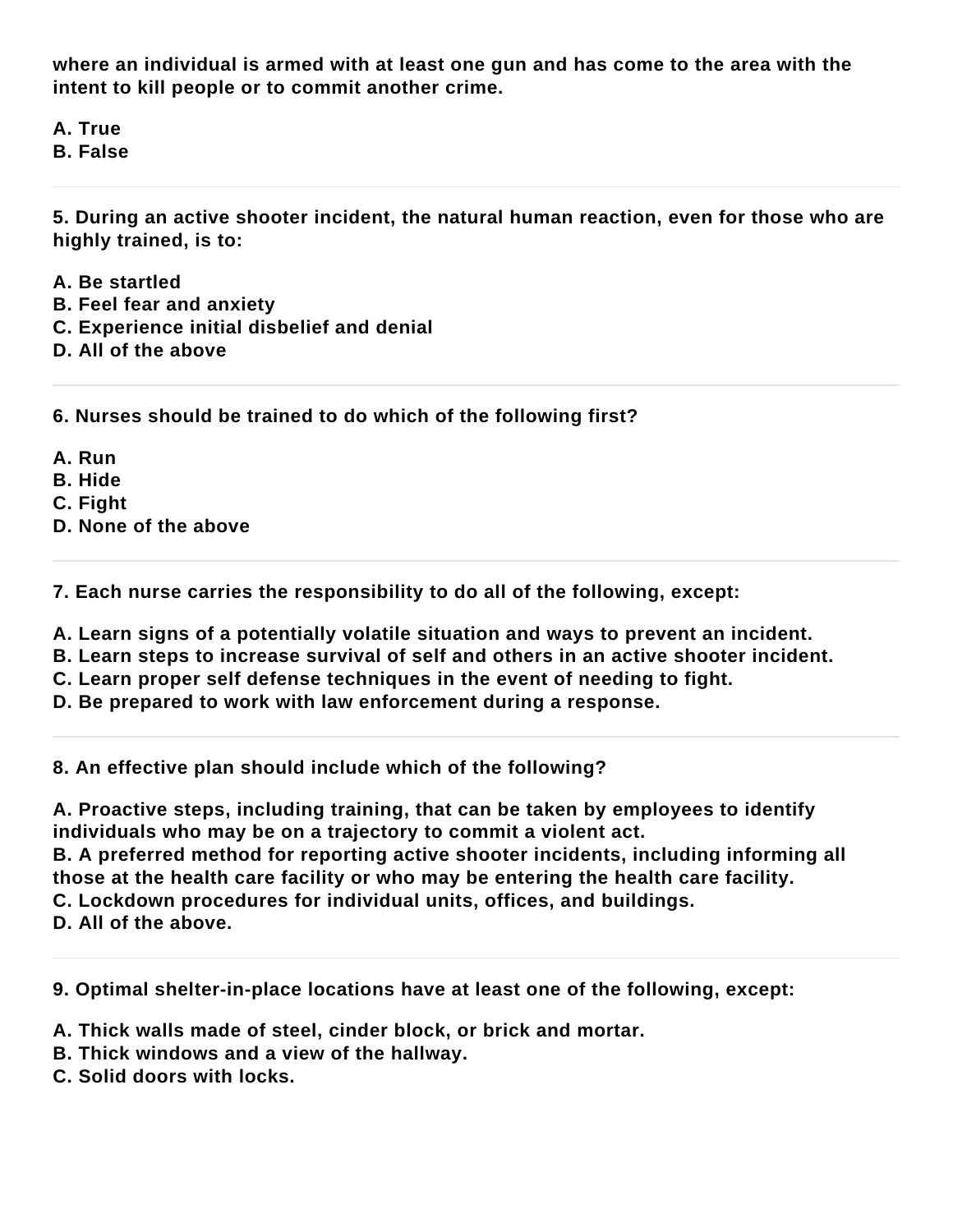**where an individual is armed with at least one gun and has come to the area with the intent to kill people or to commit another crime.**

**A. True**
**B. False**

---

**5. During an active shooter incident, the natural human reaction, even for those who are highly trained, is to:**

**A. Be startled**
**B. Feel fear and anxiety**
**C. Experience initial disbelief and denial**
**D. All of the above**

---

**6. Nurses should be trained to do which of the following first?**

**A. Run**
**B. Hide**
**C. Fight**
**D. None of the above**

---

**7. Each nurse carries the responsibility to do all of the following, except:**

**A. Learn signs of a potentially volatile situation and ways to prevent an incident.**
**B. Learn steps to increase survival of self and others in an active shooter incident.**
**C. Learn proper self defense techniques in the event of needing to fight.**
**D. Be prepared to work with law enforcement during a response.**

---

**8. An effective plan should include which of the following?**

**A. Proactive steps, including training, that can be taken by employees to identify individuals who may be on a trajectory to commit a violent act.**
**B. A preferred method for reporting active shooter incidents, including informing all those at the health care facility or who may be entering the health care facility.**
**C. Lockdown procedures for individual units, offices, and buildings.**
**D. All of the above.**

---

**9. Optimal shelter-in-place locations have at least one of the following, except:**

**A. Thick walls made of steel, cinder block, or brick and mortar.**
**B. Thick windows and a view of the hallway.**
**C. Solid doors with locks.**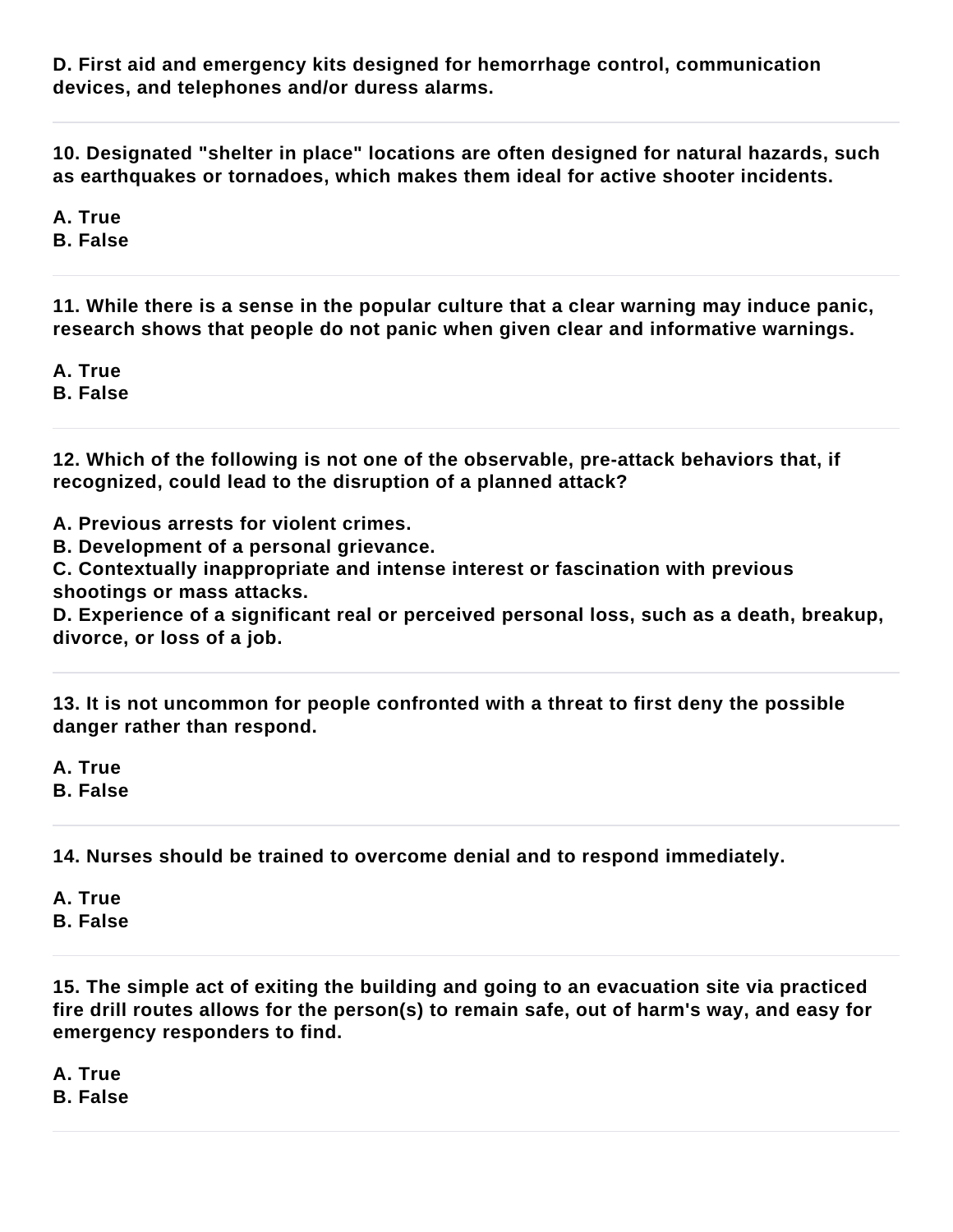**D. First aid and emergency kits designed for hemorrhage control, communication devices, and telephones and/or duress alarms.**

---

**10. Designated "shelter in place" locations are often designed for natural hazards, such as earthquakes or tornadoes, which makes them ideal for active shooter incidents.**

**A. True**
**B. False**

---

**11. While there is a sense in the popular culture that a clear warning may induce panic, research shows that people do not panic when given clear and informative warnings.**

**A. True**
**B. False**

---

**12. Which of the following is not one of the observable, pre-attack behaviors that, if recognized, could lead to the disruption of a planned attack?**

**A. Previous arrests for violent crimes.**
**B. Development of a personal grievance.**
**C. Contextually inappropriate and intense interest or fascination with previous shootings or mass attacks.**
**D. Experience of a significant real or perceived personal loss, such as a death, breakup, divorce, or loss of a job.**

---

**13. It is not uncommon for people confronted with a threat to first deny the possible danger rather than respond.**

**A. True**
**B. False**

---

**14. Nurses should be trained to overcome denial and to respond immediately.**

**A. True**
**B. False**

---

**15. The simple act of exiting the building and going to an evacuation site via practiced fire drill routes allows for the person(s) to remain safe, out of harm's way, and easy for emergency responders to find.**

**A. True**
**B. False**

---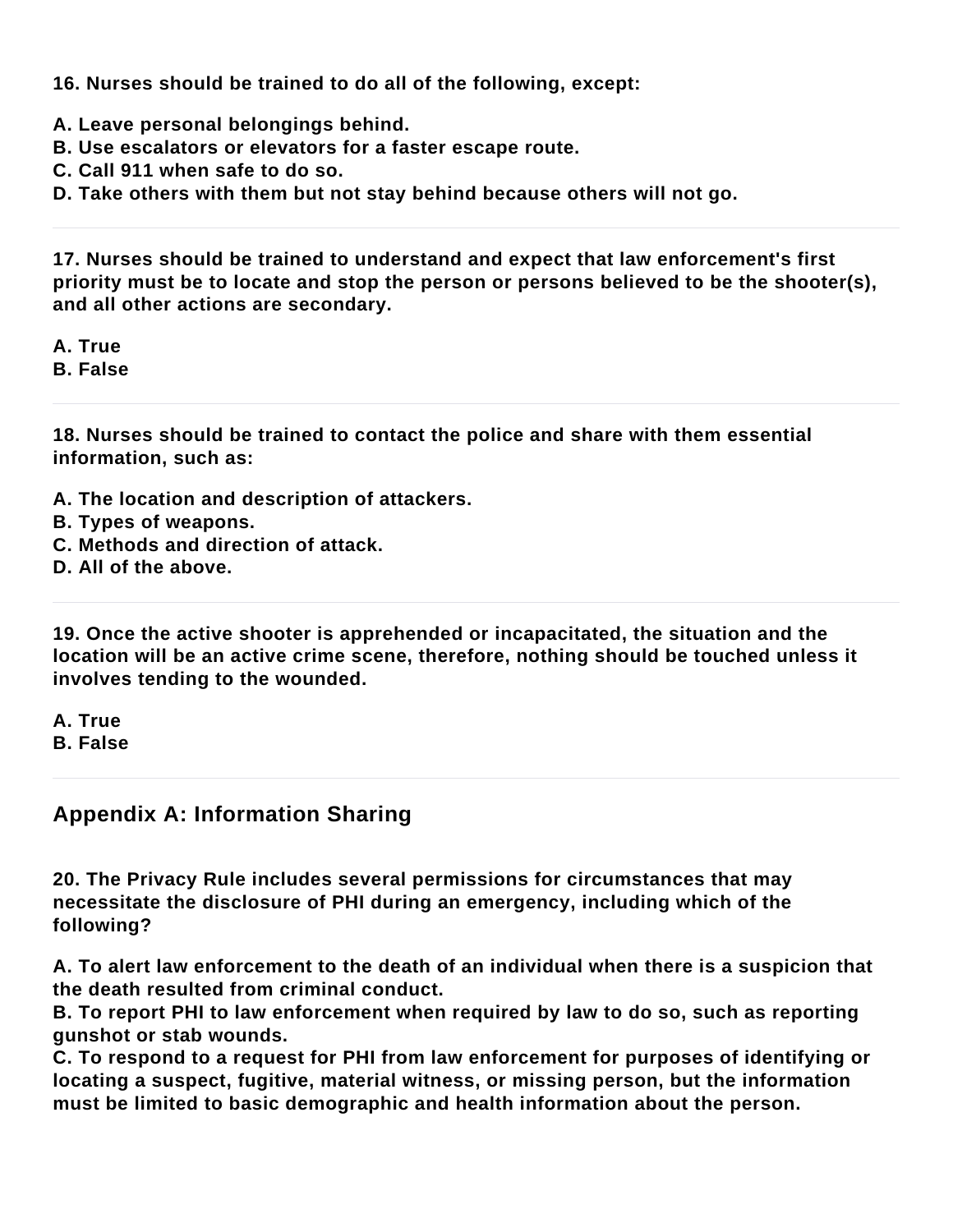**16. Nurses should be trained to do all of the following, except:**

**A. Leave personal belongings behind.**
**B. Use escalators or elevators for a faster escape route.**
**C. Call 911 when safe to do so.**
**D. Take others with them but not stay behind because others will not go.**

---

**17. Nurses should be trained to understand and expect that law enforcement's first priority must be to locate and stop the person or persons believed to be the shooter(s), and all other actions are secondary.**

**A. True**
**B. False**

---

**18. Nurses should be trained to contact the police and share with them essential information, such as:**

**A. The location and description of attackers.**
**B. Types of weapons.**
**C. Methods and direction of attack.**
**D. All of the above.**

---

**19. Once the active shooter is apprehended or incapacitated, the situation and the location will be an active crime scene, therefore, nothing should be touched unless it involves tending to the wounded.**

**A. True**
**B. False**

---

## Appendix A: Information Sharing

**20. The Privacy Rule includes several permissions for circumstances that may necessitate the disclosure of PHI during an emergency, including which of the following?**

**A. To alert law enforcement to the death of an individual when there is a suspicion that the death resulted from criminal conduct.**
**B. To report PHI to law enforcement when required by law to do so, such as reporting gunshot or stab wounds.**
**C. To respond to a request for PHI from law enforcement for purposes of identifying or locating a suspect, fugitive, material witness, or missing person, but the information must be limited to basic demographic and health information about the person.**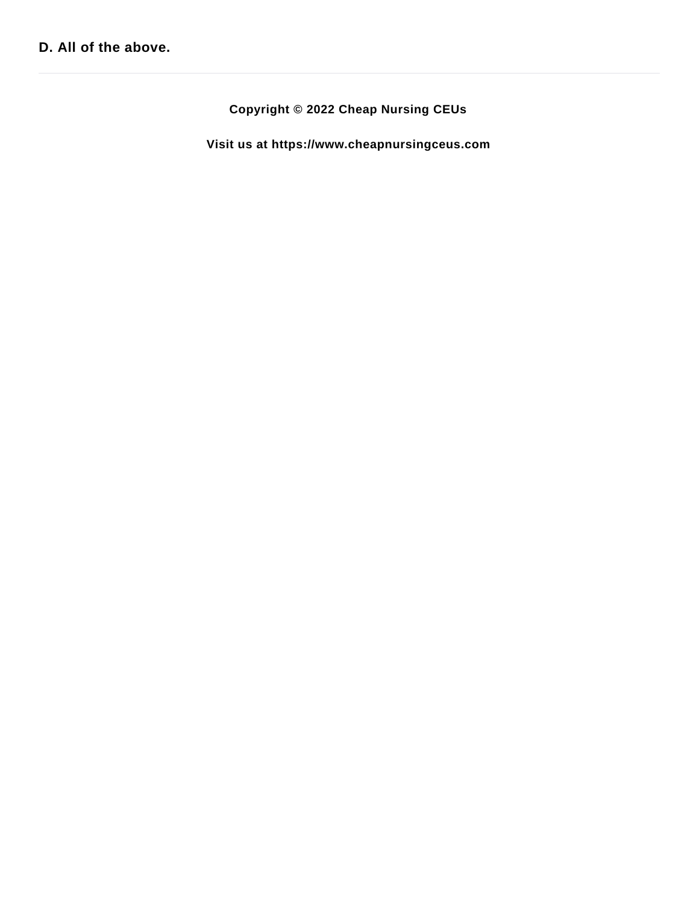**D. All of the above.**

---

**Copyright © 2022 Cheap Nursing CEUs**

**Visit us at https://www.cheapnursingceus.com**